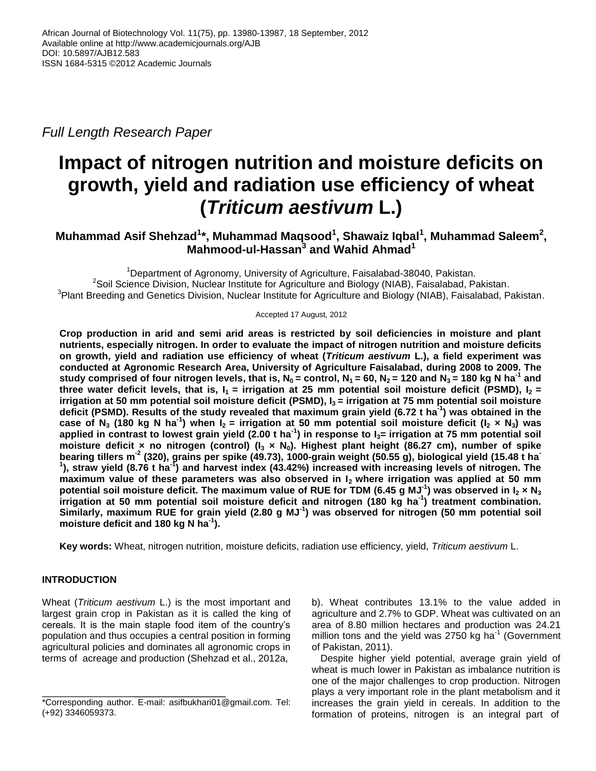African Journal of Biotechnology Vol. 11(75), pp. 13980-13987, 18 September, 2012
Available online at http://www.academicjournals.org/AJB
DOI: 10.5897/AJB12.583
ISSN 1684-5315 ©2012 Academic Journals

*Full Length Research Paper*

# Impact of nitrogen nutrition and moisture deficits on growth, yield and radiation use efficiency of wheat (*Triticum aestivum* L.)

**Muhammad Asif Shehzad[1]\*, Muhammad Maqsood[1], Shawaiz Iqbal[1], Muhammad Saleem[2], Mahmood-ul-Hassan[3] and Wahid Ahmad[1]**

[1]Department of Agronomy, University of Agriculture, Faisalabad-38040, Pakistan.
[2]Soil Science Division, Nuclear Institute for Agriculture and Biology (NIAB), Faisalabad, Pakistan.
[3]Plant Breeding and Genetics Division, Nuclear Institute for Agriculture and Biology (NIAB), Faisalabad, Pakistan.

Accepted 17 August, 2012

**Crop production in arid and semi arid areas is restricted by soil deficiencies in moisture and plant nutrients, especially nitrogen. In order to evaluate the impact of nitrogen nutrition and moisture deficits on growth, yield and radiation use efficiency of wheat (*Triticum aestivum* L.), a field experiment was conducted at Agronomic Research Area, University of Agriculture Faisalabad, during 2008 to 2009. The study comprised of four nitrogen levels, that is, $N_0$ = control, $N_1$ = 60, $N_2$ = 120 and $N_3$ = 180 kg N ha$^{-1}$ and three water deficit levels, that is, $I_1$ = irrigation at 25 mm potential soil moisture deficit (PSMD), $I_2$ = irrigation at 50 mm potential soil moisture deficit (PSMD), $I_3$ = irrigation at 75 mm potential soil moisture deficit (PSMD). Results of the study revealed that maximum grain yield (6.72 t ha$^{-1}$) was obtained in the case of $N_3$ (180 kg N ha$^{-1}$) when $I_2$ = irrigation at 50 mm potential soil moisture deficit ($I_2 \times N_3$) was applied in contrast to lowest grain yield (2.00 t ha$^{-1}$) in response to $I_3$= irrigation at 75 mm potential soil moisture deficit × no nitrogen (control) ($I_3 \times N_0$). Highest plant height (86.27 cm), number of spike bearing tillers m$^{-2}$ (320), grains per spike (49.73), 1000-grain weight (50.55 g), biological yield (15.48 t ha$^{-1}$), straw yield (8.76 t ha$^{-1}$) and harvest index (43.42%) increased with increasing levels of nitrogen. The maximum value of these parameters was also observed in $I_2$ where irrigation was applied at 50 mm potential soil moisture deficit. The maximum value of RUE for TDM (6.45 g MJ$^{-1}$) was observed in $I_2 \times N_3$ irrigation at 50 mm potential soil moisture deficit and nitrogen (180 kg ha$^{-1}$) treatment combination. Similarly, maximum RUE for grain yield (2.80 g MJ$^{-1}$) was observed for nitrogen (50 mm potential soil moisture deficit and 180 kg N ha$^{-1}$).**

**Key words:** Wheat, nitrogen nutrition, moisture deficits, radiation use efficiency, yield, *Triticum aestivum* L.

## INTRODUCTION

Wheat (*Triticum aestivum* L.) is the most important and largest grain crop in Pakistan as it is called the king of cereals. It is the main staple food item of the country's population and thus occupies a central position in forming agricultural policies and dominates all agronomic crops in terms of acreage and production (Shehzad et al., 2012a, b). Wheat contributes 13.1% to the value added in agriculture and 2.7% to GDP. Wheat was cultivated on an area of 8.80 million hectares and production was 24.21 million tons and the yield was 2750 kg ha$^{-1}$ (Government of Pakistan, 2011).

Despite higher yield potential, average grain yield of wheat is much lower in Pakistan as imbalance nutrition is one of the major challenges to crop production. Nitrogen plays a very important role in the plant metabolism and it increases the grain yield in cereals. In addition to the formation of proteins, nitrogen is an integral part of

\*Corresponding author. E-mail: asifbukhari01@gmail.com. Tel: (+92) 3346059373.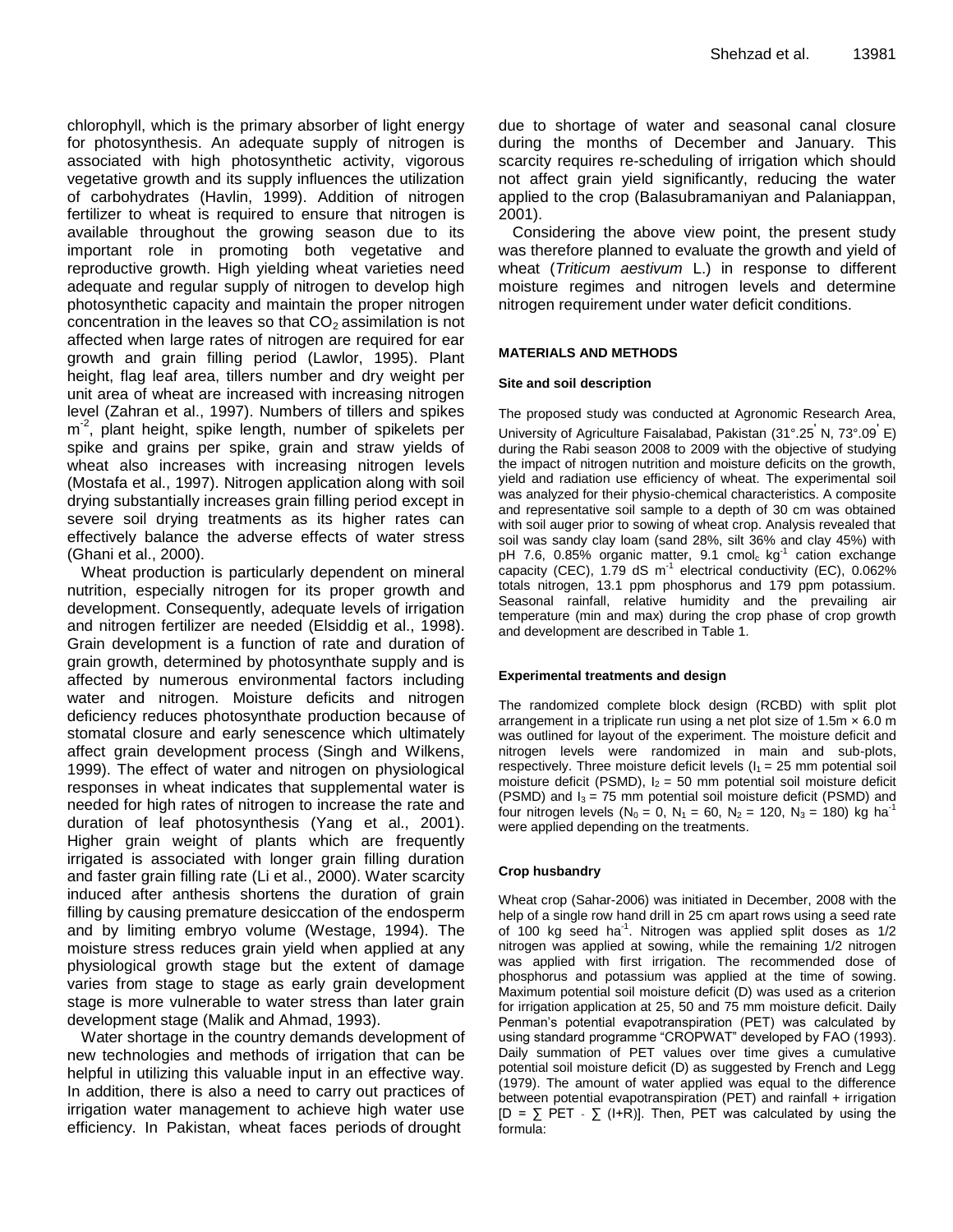chlorophyll, which is the primary absorber of light energy for photosynthesis. An adequate supply of nitrogen is associated with high photosynthetic activity, vigorous vegetative growth and its supply influences the utilization of carbohydrates (Havlin, 1999). Addition of nitrogen fertilizer to wheat is required to ensure that nitrogen is available throughout the growing season due to its important role in promoting both vegetative and reproductive growth. High yielding wheat varieties need adequate and regular supply of nitrogen to develop high photosynthetic capacity and maintain the proper nitrogen concentration in the leaves so that $CO_2$ assimilation is not affected when large rates of nitrogen are required for ear growth and grain filling period (Lawlor, 1995). Plant height, flag leaf area, tillers number and dry weight per unit area of wheat are increased with increasing nitrogen level (Zahran et al., 1997). Numbers of tillers and spikes $m^{-2}$, plant height, spike length, number of spikelets per spike and grains per spike, grain and straw yields of wheat also increases with increasing nitrogen levels (Mostafa et al., 1997). Nitrogen application along with soil drying substantially increases grain filling period except in severe soil drying treatments as its higher rates can effectively balance the adverse effects of water stress (Ghani et al., 2000).

Wheat production is particularly dependent on mineral nutrition, especially nitrogen for its proper growth and development. Consequently, adequate levels of irrigation and nitrogen fertilizer are needed (Elsiddig et al., 1998). Grain development is a function of rate and duration of grain growth, determined by photosynthate supply and is affected by numerous environmental factors including water and nitrogen. Moisture deficits and nitrogen deficiency reduces photosynthate production because of stomatal closure and early senescence which ultimately affect grain development process (Singh and Wilkens, 1999). The effect of water and nitrogen on physiological responses in wheat indicates that supplemental water is needed for high rates of nitrogen to increase the rate and duration of leaf photosynthesis (Yang et al., 2001). Higher grain weight of plants which are frequently irrigated is associated with longer grain filling duration and faster grain filling rate (Li et al., 2000). Water scarcity induced after anthesis shortens the duration of grain filling by causing premature desiccation of the endosperm and by limiting embryo volume (Westage, 1994). The moisture stress reduces grain yield when applied at any physiological growth stage but the extent of damage varies from stage to stage as early grain development stage is more vulnerable to water stress than later grain development stage (Malik and Ahmad, 1993).

Water shortage in the country demands development of new technologies and methods of irrigation that can be helpful in utilizing this valuable input in an effective way. In addition, there is also a need to carry out practices of irrigation water management to achieve high water use efficiency. In Pakistan, wheat faces periods of drought due to shortage of water and seasonal canal closure during the months of December and January. This scarcity requires re-scheduling of irrigation which should not affect grain yield significantly, reducing the water applied to the crop (Balasubramaniyan and Palaniappan, 2001).

Considering the above view point, the present study was therefore planned to evaluate the growth and yield of wheat (*Triticum aestivum* L.) in response to different moisture regimes and nitrogen levels and determine nitrogen requirement under water deficit conditions.

## MATERIALS AND METHODS

### Site and soil description

The proposed study was conducted at Agronomic Research Area, University of Agriculture Faisalabad, Pakistan (31°.25' N, 73°.09' E) during the Rabi season 2008 to 2009 with the objective of studying the impact of nitrogen nutrition and moisture deficits on the growth, yield and radiation use efficiency of wheat. The experimental soil was analyzed for their physio-chemical characteristics. A composite and representative soil sample to a depth of 30 cm was obtained with soil auger prior to sowing of wheat crop. Analysis revealed that soil was sandy clay loam (sand 28%, silt 36% and clay 45%) with pH 7.6, 0.85% organic matter, 9.1 $cmol_c\ kg^{-1}$ cation exchange capacity (CEC), 1.79 $dS\ m^{-1}$ electrical conductivity (EC), 0.062% totals nitrogen, 13.1 ppm phosphorus and 179 ppm potassium. Seasonal rainfall, relative humidity and the prevailing air temperature (min and max) during the crop phase of crop growth and development are described in Table 1.

### Experimental treatments and design

The randomized complete block design (RCBD) with split plot arrangement in a triplicate run using a net plot size of 1.5m × 6.0 m was outlined for layout of the experiment. The moisture deficit and nitrogen levels were randomized in main and sub-plots, respectively. Three moisture deficit levels ($I_1$ = 25 mm potential soil moisture deficit (PSMD), $I_2$ = 50 mm potential soil moisture deficit (PSMD) and $I_3$ = 75 mm potential soil moisture deficit (PSMD) and four nitrogen levels ($N_0$ = 0, $N_1$ = 60, $N_2$ = 120, $N_3$ = 180) kg $ha^{-1}$ were applied depending on the treatments.

### Crop husbandry

Wheat crop (Sahar-2006) was initiated in December, 2008 with the help of a single row hand drill in 25 cm apart rows using a seed rate of 100 kg seed $ha^{-1}$. Nitrogen was applied split doses as 1/2 nitrogen was applied at sowing, while the remaining 1/2 nitrogen was applied with first irrigation. The recommended dose of phosphorus and potassium was applied at the time of sowing. Maximum potential soil moisture deficit (D) was used as a criterion for irrigation application at 25, 50 and 75 mm moisture deficit. Daily Penman's potential evapotranspiration (PET) was calculated by using standard programme "CROPWAT" developed by FAO (1993). Daily summation of PET values over time gives a cumulative potential soil moisture deficit (D) as suggested by French and Legg (1979). The amount of water applied was equal to the difference between potential evapotranspiration (PET) and rainfall + irrigation [$D = \sum PET - \sum (I+R)$]. Then, PET was calculated by using the formula: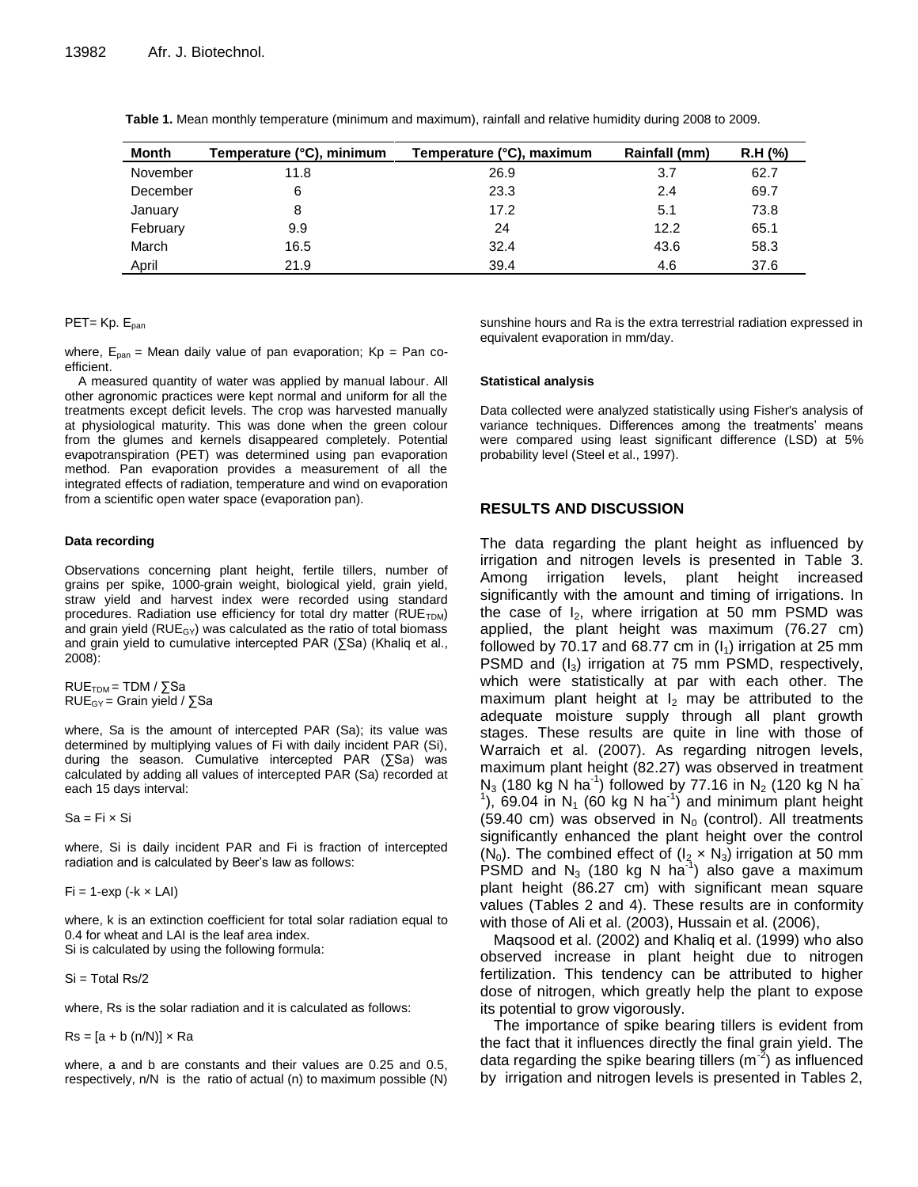**Table 1.** Mean monthly temperature (minimum and maximum), rainfall and relative humidity during 2008 to 2009.

| Month | Temperature (°C), minimum | Temperature (°C), maximum | Rainfall (mm) | R.H (%) |
|---|---|---|---|---|
| November | 11.8 | 26.9 | 3.7 | 62.7 |
| December | 6 | 23.3 | 2.4 | 69.7 |
| January | 8 | 17.2 | 5.1 | 73.8 |
| February | 9.9 | 24 | 12.2 | 65.1 |
| March | 16.5 | 32.4 | 43.6 | 58.3 |
| April | 21.9 | 39.4 | 4.6 | 37.6 |

$PET = Kp. E_{pan}$

where, $E_{pan}$ = Mean daily value of pan evaporation; Kp = Pan co-efficient.

A measured quantity of water was applied by manual labour. All other agronomic practices were kept normal and uniform for all the treatments except deficit levels. The crop was harvested manually at physiological maturity. This was done when the green colour from the glumes and kernels disappeared completely. Potential evapotranspiration (PET) was determined using pan evaporation method. Pan evaporation provides a measurement of all the integrated effects of radiation, temperature and wind on evaporation from a scientific open water space (evaporation pan).

#### Data recording

Observations concerning plant height, fertile tillers, number of grains per spike, 1000-grain weight, biological yield, grain yield, straw yield and harvest index were recorded using standard procedures. Radiation use efficiency for total dry matter ($RUE_{TDM}$) and grain yield ($RUE_{GY}$) was calculated as the ratio of total biomass and grain yield to cumulative intercepted PAR (∑Sa) (Khaliq et al., 2008):

$RUE_{TDM} = TDM / \sum Sa$
$RUE_{GY} = \text{Grain yield} / \sum Sa$

where, Sa is the amount of intercepted PAR (Sa); its value was determined by multiplying values of Fi with daily incident PAR (Si), during the season. Cumulative intercepted PAR (∑Sa) was calculated by adding all values of intercepted PAR (Sa) recorded at each 15 days interval:

$Sa = Fi \times Si$

where, Si is daily incident PAR and Fi is fraction of intercepted radiation and is calculated by Beer's law as follows:

$Fi = 1 - \exp(-k \times LAI)$

where, k is an extinction coefficient for total solar radiation equal to 0.4 for wheat and LAI is the leaf area index.
Si is calculated by using the following formula:

$Si = \text{Total } Rs/2$

where, Rs is the solar radiation and it is calculated as follows:

$Rs = [a + b\,(n/N)] \times Ra$

where, a and b are constants and their values are 0.25 and 0.5, respectively, n/N is the ratio of actual (n) to maximum possible (N) sunshine hours and Ra is the extra terrestrial radiation expressed in equivalent evaporation in mm/day.

#### Statistical analysis

Data collected were analyzed statistically using Fisher's analysis of variance techniques. Differences among the treatments' means were compared using least significant difference (LSD) at 5% probability level (Steel et al., 1997).

## RESULTS AND DISCUSSION

The data regarding the plant height as influenced by irrigation and nitrogen levels is presented in Table 3. Among irrigation levels, plant height increased significantly with the amount and timing of irrigations. In the case of $I_2$, where irrigation at 50 mm PSMD was applied, the plant height was maximum (76.27 cm) followed by 70.17 and 68.77 cm in ($I_1$) irrigation at 25 mm PSMD and ($I_3$) irrigation at 75 mm PSMD, respectively, which were statistically at par with each other. The maximum plant height at $I_2$ may be attributed to the adequate moisture supply through all plant growth stages. These results are quite in line with those of Warraich et al. (2007). As regarding nitrogen levels, maximum plant height (82.27) was observed in treatment $N_3$ (180 kg N $ha^{-1}$) followed by 77.16 in $N_2$ (120 kg N $ha^{-1}$), 69.04 in $N_1$ (60 kg N $ha^{-1}$) and minimum plant height (59.40 cm) was observed in $N_0$ (control). All treatments significantly enhanced the plant height over the control ($N_0$). The combined effect of ($I_2 \times N_3$) irrigation at 50 mm PSMD and $N_3$ (180 kg N $ha^{-1}$) also gave a maximum plant height (86.27 cm) with significant mean square values (Tables 2 and 4). These results are in conformity with those of Ali et al. (2003), Hussain et al. (2006),

Maqsood et al. (2002) and Khaliq et al. (1999) who also observed increase in plant height due to nitrogen fertilization. This tendency can be attributed to higher dose of nitrogen, which greatly help the plant to expose its potential to grow vigorously.

The importance of spike bearing tillers is evident from the fact that it influences directly the final grain yield. The data regarding the spike bearing tillers ($m^{-2}$) as influenced by irrigation and nitrogen levels is presented in Tables 2,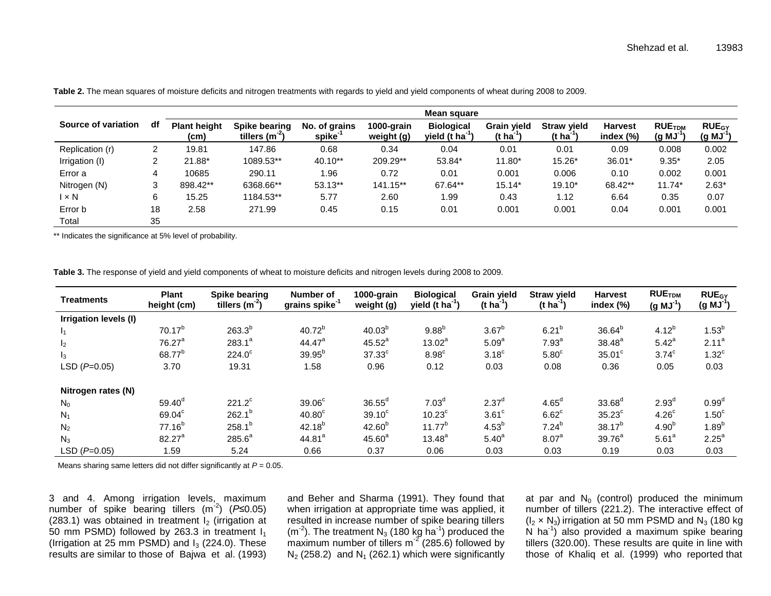**Table 2.** The mean squares of moisture deficits and nitrogen treatments with regards to yield and yield components of wheat during 2008 to 2009.

| Source of variation | df | Mean square | | | | | | | | | |
|---|---|---|---|---|---|---|---|---|---|---|---|
| | | Plant height (cm) | Spike bearing tillers ($m^{-2}$) | No. of grains $spike^{-1}$ | 1000-grain weight (g) | Biological yield (t $ha^{-1}$) | Grain yield (t $ha^{-1}$) | Straw yield (t $ha^{-1}$) | Harvest index (%) | $RUE_{TDM}$ (g $MJ^{-1}$) | $RUE_{GY}$ (g $MJ^{-1}$) |
| Replication (r) | 2 | 19.81 | 147.86 | 0.68 | 0.34 | 0.04 | 0.01 | 0.01 | 0.09 | 0.008 | 0.002 |
| Irrigation (I) | 2 | 21.88* | 1089.53** | 40.10** | 209.29** | 53.84* | 11.80* | 15.26* | 36.01* | 9.35* | 2.05 |
| Error a | 4 | 10685 | 290.11 | 1.96 | 0.72 | 0.01 | 0.001 | 0.006 | 0.10 | 0.002 | 0.001 |
| Nitrogen (N) | 3 | 898.42** | 6368.66** | 53.13** | 141.15** | 67.64** | 15.14* | 19.10* | 68.42** | 11.74* | 2.63* |
| I × N | 6 | 15.25 | 1184.53** | 5.77 | 2.60 | 1.99 | 0.43 | 1.12 | 6.64 | 0.35 | 0.07 |
| Error b | 18 | 2.58 | 271.99 | 0.45 | 0.15 | 0.01 | 0.001 | 0.001 | 0.04 | 0.001 | 0.001 |
| Total | 35 | | | | | | | | | | |

** Indicates the significance at 5% level of probability.

**Table 3.** The response of yield and yield components of wheat to moisture deficits and nitrogen levels during 2008 to 2009.

| Treatments | Plant height (cm) | Spike bearing tillers ($m^{-2}$) | Number of grains $spike^{-1}$ | 1000-grain weight (g) | Biological yield (t $ha^{-1}$) | Grain yield (t $ha^{-1}$) | Straw yield (t $ha^{-1}$) | Harvest index (%) | $RUE_{TDM}$ (g $MJ^{-1}$) | $RUE_{GY}$ (g $MJ^{-1}$) |
|---|---|---|---|---|---|---|---|---|---|---|
| **Irrigation levels (I)** | | | | | | | | | | |
| $I_1$ | $70.17^b$ | $263.3^b$ | $40.72^b$ | $40.03^b$ | $9.88^b$ | $3.67^b$ | $6.21^b$ | $36.64^b$ | $4.12^b$ | $1.53^b$ |
| $I_2$ | $76.27^a$ | $283.1^a$ | $44.47^a$ | $45.52^a$ | $13.02^a$ | $5.09^a$ | $7.93^a$ | $38.48^a$ | $5.42^a$ | $2.11^a$ |
| $I_3$ | $68.77^b$ | $224.0^c$ | $39.95^b$ | $37.33^c$ | $8.98^c$ | $3.18^c$ | $5.80^c$ | $35.01^c$ | $3.74^c$ | $1.32^c$ |
| LSD (*P*=0.05) | 3.70 | 19.31 | 1.58 | 0.96 | 0.12 | 0.03 | 0.08 | 0.36 | 0.05 | 0.03 |
| **Nitrogen rates (N)** | | | | | | | | | | |
| $N_0$ | $59.40^d$ | $221.2^c$ | $39.06^c$ | $36.55^d$ | $7.03^d$ | $2.37^d$ | $4.65^d$ | $33.68^d$ | $2.93^d$ | $0.99^d$ |
| $N_1$ | $69.04^c$ | $262.1^b$ | $40.80^c$ | $39.10^c$ | $10.23^c$ | $3.61^c$ | $6.62^c$ | $35.23^c$ | $4.26^c$ | $1.50^c$ |
| $N_2$ | $77.16^b$ | $258.1^b$ | $42.18^b$ | $42.60^b$ | $11.77^b$ | $4.53^b$ | $7.24^b$ | $38.17^b$ | $4.90^b$ | $1.89^b$ |
| $N_3$ | $82.27^a$ | $285.6^a$ | $44.81^a$ | $45.60^a$ | $13.48^a$ | $5.40^a$ | $8.07^a$ | $39.76^a$ | $5.61^a$ | $2.25^a$ |
| LSD (*P*=0.05) | 1.59 | 5.24 | 0.66 | 0.37 | 0.06 | 0.03 | 0.03 | 0.19 | 0.03 | 0.03 |

Means sharing same letters did not differ significantly at $P = 0.05$.

3 and 4. Among irrigation levels, maximum number of spike bearing tillers ($m^{-2}$) ($P≤0.05$) (283.1) was obtained in treatment $I_2$ (irrigation at 50 mm PSMD) followed by 263.3 in treatment $I_1$ (Irrigation at 25 mm PSMD) and $I_3$ (224.0). These results are similar to those of Bajwa et al. (1993) and Beher and Sharma (1991). They found that when irrigation at appropriate time was applied, it resulted in increase number of spike bearing tillers ($m^{-2}$). The treatment $N_3$ (180 kg $ha^{-1}$) produced the maximum number of tillers $m^{-2}$ (285.6) followed by $N_2$ (258.2) and $N_1$ (262.1) which were significantly at par and $N_0$ (control) produced the minimum number of tillers (221.2). The interactive effect of ($I_2 \times N_3$) irrigation at 50 mm PSMD and $N_3$ (180 kg N $ha^{-1}$) also provided a maximum spike bearing tillers (320.00). These results are quite in line with those of Khaliq et al. (1999) who reported that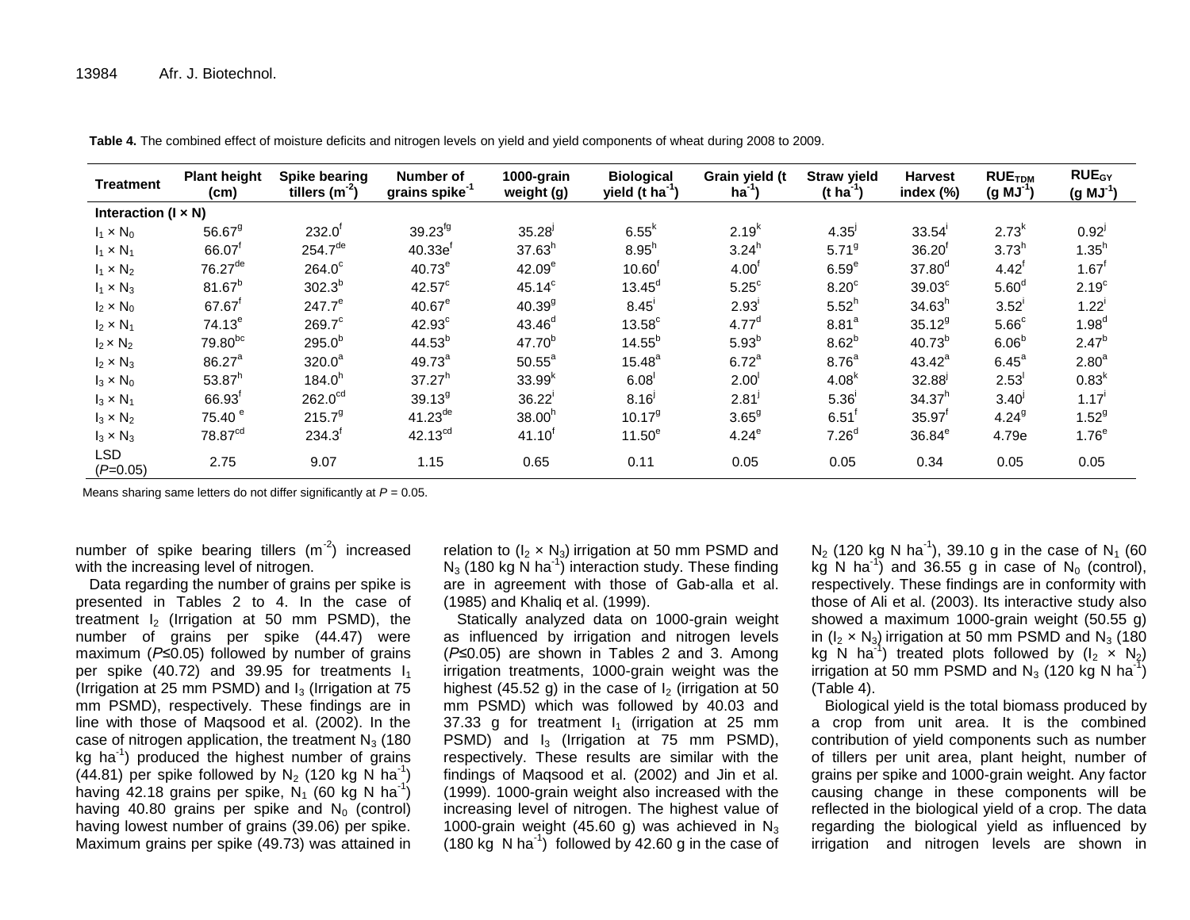**Table 4.** The combined effect of moisture deficits and nitrogen levels on yield and yield components of wheat during 2008 to 2009.

| Treatment | Plant height (cm) | Spike bearing tillers ($m^{-2}$) | Number of grains spike$^{-1}$ | 1000-grain weight (g) | Biological yield (t ha$^{-1}$) | Grain yield (t ha$^{-1}$) | Straw yield (t ha$^{-1}$) | Harvest index (%) | $RUE_{TDM}$ (g $MJ^{-1}$) | $RUE_{GY}$ (g $MJ^{-1}$) |
|---|---|---|---|---|---|---|---|---|---|---|
| **Interaction (I × N)** | | | | | | | | | | |
| $I_1 \times N_0$ | 56.67$^{g}$ | 232.0$^{f}$ | 39.23$^{fg}$ | 35.28$^{j}$ | 6.55$^{k}$ | 2.19$^{k}$ | 4.35$^{j}$ | 33.54$^{i}$ | 2.73$^{k}$ | 0.92$^{j}$ |
| $I_1 \times N_1$ | 66.07$^{f}$ | 254.7$^{de}$ | 40.33e$^{f}$ | 37.63$^{h}$ | 8.95$^{h}$ | 3.24$^{h}$ | 5.71$^{g}$ | 36.20$^{f}$ | 3.73$^{h}$ | 1.35$^{h}$ |
| $I_1 \times N_2$ | 76.27$^{de}$ | 264.0$^{c}$ | 40.73$^{e}$ | 42.09$^{e}$ | 10.60$^{f}$ | 4.00$^{f}$ | 6.59$^{e}$ | 37.80$^{d}$ | 4.42$^{f}$ | 1.67$^{f}$ |
| $I_1 \times N_3$ | 81.67$^{b}$ | 302.3$^{b}$ | 42.57$^{c}$ | 45.14$^{c}$ | 13.45$^{d}$ | 5.25$^{c}$ | 8.20$^{c}$ | 39.03$^{c}$ | 5.60$^{d}$ | 2.19$^{c}$ |
| $I_2 \times N_0$ | 67.67$^{f}$ | 247.7$^{e}$ | 40.67$^{e}$ | 40.39$^{g}$ | 8.45$^{i}$ | 2.93$^{i}$ | 5.52$^{h}$ | 34.63$^{h}$ | 3.52$^{i}$ | 1.22$^{i}$ |
| $I_2 \times N_1$ | 74.13$^{e}$ | 269.7$^{c}$ | 42.93$^{c}$ | 43.46$^{d}$ | 13.58$^{c}$ | 4.77$^{d}$ | 8.81$^{a}$ | 35.12$^{g}$ | 5.66$^{c}$ | 1.98$^{d}$ |
| $I_2 \times N_2$ | 79.80$^{bc}$ | 295.0$^{b}$ | 44.53$^{b}$ | 47.70$^{b}$ | 14.55$^{b}$ | 5.93$^{b}$ | 8.62$^{b}$ | 40.73$^{b}$ | 6.06$^{b}$ | 2.47$^{b}$ |
| $I_2 \times N_3$ | 86.27$^{a}$ | 320.0$^{a}$ | 49.73$^{a}$ | 50.55$^{a}$ | 15.48$^{a}$ | 6.72$^{a}$ | 8.76$^{a}$ | 43.42$^{a}$ | 6.45$^{a}$ | 2.80$^{a}$ |
| $I_3 \times N_0$ | 53.87$^{h}$ | 184.0$^{h}$ | 37.27$^{h}$ | 33.99$^{k}$ | 6.08$^{l}$ | 2.00$^{l}$ | 4.08$^{k}$ | 32.88$^{j}$ | 2.53$^{l}$ | 0.83$^{k}$ |
| $I_3 \times N_1$ | 66.93$^{f}$ | 262.0$^{cd}$ | 39.13$^{g}$ | 36.22$^{i}$ | 8.16$^{j}$ | 2.81$^{j}$ | 5.36$^{i}$ | 34.37$^{h}$ | 3.40$^{j}$ | 1.17$^{i}$ |
| $I_3 \times N_2$ | 75.40 $^{e}$ | 215.7$^{g}$ | 41.23$^{de}$ | 38.00$^{h}$ | 10.17$^{g}$ | 3.65$^{g}$ | 6.51$^{f}$ | 35.97$^{f}$ | 4.24$^{g}$ | 1.52$^{g}$ |
| $I_3 \times N_3$ | 78.87$^{cd}$ | 234.3$^{f}$ | 42.13$^{cd}$ | 41.10$^{f}$ | 11.50$^{e}$ | 4.24$^{e}$ | 7.26$^{d}$ | 36.84$^{e}$ | 4.79e | 1.76$^{e}$ |
| LSD (*P*=0.05) | 2.75 | 9.07 | 1.15 | 0.65 | 0.11 | 0.05 | 0.05 | 0.34 | 0.05 | 0.05 |

Means sharing same letters do not differ significantly at *P* = 0.05.

number of spike bearing tillers ($m^{-2}$) increased with the increasing level of nitrogen.

Data regarding the number of grains per spike is presented in Tables 2 to 4. In the case of treatment $I_2$ (Irrigation at 50 mm PSMD), the number of grains per spike (44.47) were maximum ($P \le 0.05$) followed by number of grains per spike (40.72) and 39.95 for treatments $I_1$ (Irrigation at 25 mm PSMD) and $I_3$ (Irrigation at 75 mm PSMD), respectively. These findings are in line with those of Maqsood et al. (2002). In the case of nitrogen application, the treatment $N_3$ (180 kg ha$^{-1}$) produced the highest number of grains (44.81) per spike followed by $N_2$ (120 kg N ha$^{-1}$) having 42.18 grains per spike, $N_1$ (60 kg N ha$^{-1}$) having 40.80 grains per spike and $N_0$ (control) having lowest number of grains (39.06) per spike. Maximum grains per spike (49.73) was attained in relation to ($I_2 \times N_3$) irrigation at 50 mm PSMD and $N_3$ (180 kg N ha$^{-1}$) interaction study. These finding are in agreement with those of Gab-alla et al. (1985) and Khaliq et al. (1999).

Statically analyzed data on 1000-grain weight as influenced by irrigation and nitrogen levels ($P \le 0.05$) are shown in Tables 2 and 3. Among irrigation treatments, 1000-grain weight was the highest (45.52 g) in the case of $I_2$ (irrigation at 50 mm PSMD) which was followed by 40.03 and 37.33 g for treatment $I_1$ (irrigation at 25 mm PSMD) and $I_3$ (Irrigation at 75 mm PSMD), respectively. These results are similar with the findings of Maqsood et al. (2002) and Jin et al. (1999). 1000-grain weight also increased with the increasing level of nitrogen. The highest value of 1000-grain weight (45.60 g) was achieved in $N_3$ (180 kg N ha$^{-1}$) followed by 42.60 g in the case of $N_2$ (120 kg N ha$^{-1}$), 39.10 g in the case of $N_1$ (60 kg N ha$^{-1}$) and 36.55 g in case of $N_0$ (control), respectively. These findings are in conformity with those of Ali et al. (2003). Its interactive study also showed a maximum 1000-grain weight (50.55 g) in ($I_2 \times N_3$) irrigation at 50 mm PSMD and $N_3$ (180 kg N ha$^{-1}$) treated plots followed by ($I_2 \times N_2$) irrigation at 50 mm PSMD and $N_3$ (120 kg N ha$^{-1}$) (Table 4).

Biological yield is the total biomass produced by a crop from unit area. It is the combined contribution of yield components such as number of tillers per unit area, plant height, number of grains per spike and 1000-grain weight. Any factor causing change in these components will be reflected in the biological yield of a crop. The data regarding the biological yield as influenced by irrigation and nitrogen levels are shown in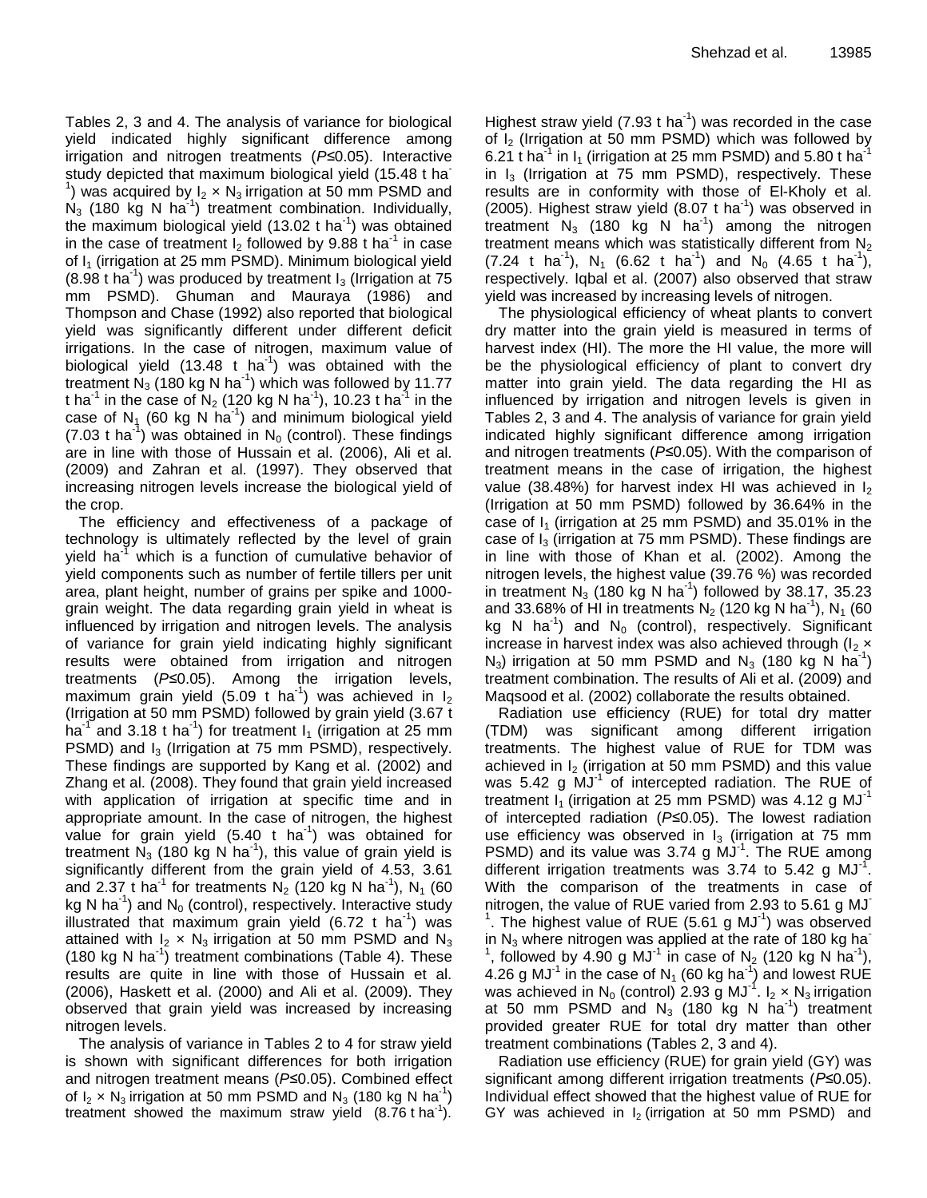Tables 2, 3 and 4. The analysis of variance for biological yield indicated highly significant difference among irrigation and nitrogen treatments (*P*≤0.05). Interactive study depicted that maximum biological yield (15.48 t $ha^{-1}$) was acquired by $I_2 \times N_3$ irrigation at 50 mm PSMD and $N_3$ (180 kg N $ha^{-1}$) treatment combination. Individually, the maximum biological yield (13.02 t $ha^{-1}$) was obtained in the case of treatment $I_2$ followed by 9.88 t $ha^{-1}$ in case of $I_1$ (irrigation at 25 mm PSMD). Minimum biological yield (8.98 t $ha^{-1}$) was produced by treatment $I_3$ (Irrigation at 75 mm PSMD). Ghuman and Mauraya (1986) and Thompson and Chase (1992) also reported that biological yield was significantly different under different deficit irrigations. In the case of nitrogen, maximum value of biological yield (13.48 t $ha^{-1}$) was obtained with the treatment $N_3$ (180 kg N $ha^{-1}$) which was followed by 11.77 t $ha^{-1}$ in the case of $N_2$ (120 kg N $ha^{-1}$), 10.23 t $ha^{-1}$ in the case of $N_1$ (60 kg N $ha^{-1}$) and minimum biological yield (7.03 t $ha^{-1}$) was obtained in $N_0$ (control). These findings are in line with those of Hussain et al. (2006), Ali et al. (2009) and Zahran et al. (1997). They observed that increasing nitrogen levels increase the biological yield of the crop.

The efficiency and effectiveness of a package of technology is ultimately reflected by the level of grain yield $ha^{-1}$ which is a function of cumulative behavior of yield components such as number of fertile tillers per unit area, plant height, number of grains per spike and 1000-grain weight. The data regarding grain yield in wheat is influenced by irrigation and nitrogen levels. The analysis of variance for grain yield indicating highly significant results were obtained from irrigation and nitrogen treatments (*P*≤0.05). Among the irrigation levels, maximum grain yield (5.09 t $ha^{-1}$) was achieved in $I_2$ (Irrigation at 50 mm PSMD) followed by grain yield (3.67 t $ha^{-1}$ and 3.18 t $ha^{-1}$) for treatment $I_1$ (irrigation at 25 mm PSMD) and $I_3$ (Irrigation at 75 mm PSMD), respectively. These findings are supported by Kang et al. (2002) and Zhang et al. (2008). They found that grain yield increased with application of irrigation at specific time and in appropriate amount. In the case of nitrogen, the highest value for grain yield (5.40 t $ha^{-1}$) was obtained for treatment $N_3$ (180 kg N $ha^{-1}$), this value of grain yield is significantly different from the grain yield of 4.53, 3.61 and 2.37 t $ha^{-1}$ for treatments $N_2$ (120 kg N $ha^{-1}$), $N_1$ (60 kg N $ha^{-1}$) and $N_0$ (control), respectively. Interactive study illustrated that maximum grain yield (6.72 t $ha^{-1}$) was attained with $I_2 \times N_3$ irrigation at 50 mm PSMD and $N_3$ (180 kg N $ha^{-1}$) treatment combinations (Table 4). These results are quite in line with those of Hussain et al. (2006), Haskett et al. (2000) and Ali et al. (2009). They observed that grain yield was increased by increasing nitrogen levels.

The analysis of variance in Tables 2 to 4 for straw yield is shown with significant differences for both irrigation and nitrogen treatment means (*P*≤0.05). Combined effect of $I_2 \times N_3$ irrigation at 50 mm PSMD and $N_3$ (180 kg N $ha^{-1}$) treatment showed the maximum straw yield (8.76 t $ha^{-1}$). Highest straw yield (7.93 t $ha^{-1}$) was recorded in the case of $I_2$ (Irrigation at 50 mm PSMD) which was followed by 6.21 t $ha^{-1}$ in $I_1$ (irrigation at 25 mm PSMD) and 5.80 t $ha^{-1}$ in $I_3$ (Irrigation at 75 mm PSMD), respectively. These results are in conformity with those of El-Kholy et al. (2005). Highest straw yield (8.07 t $ha^{-1}$) was observed in treatment $N_3$ (180 kg N $ha^{-1}$) among the nitrogen treatment means which was statistically different from $N_2$ (7.24 t $ha^{-1}$), $N_1$ (6.62 t $ha^{-1}$) and $N_0$ (4.65 t $ha^{-1}$), respectively. Iqbal et al. (2007) also observed that straw yield was increased by increasing levels of nitrogen.

The physiological efficiency of wheat plants to convert dry matter into the grain yield is measured in terms of harvest index (HI). The more the HI value, the more will be the physiological efficiency of plant to convert dry matter into grain yield. The data regarding the HI as influenced by irrigation and nitrogen levels is given in Tables 2, 3 and 4. The analysis of variance for grain yield indicated highly significant difference among irrigation and nitrogen treatments (*P*≤0.05). With the comparison of treatment means in the case of irrigation, the highest value (38.48%) for harvest index HI was achieved in $I_2$ (Irrigation at 50 mm PSMD) followed by 36.64% in the case of $I_1$ (irrigation at 25 mm PSMD) and 35.01% in the case of $I_3$ (irrigation at 75 mm PSMD). These findings are in line with those of Khan et al. (2002). Among the nitrogen levels, the highest value (39.76 %) was recorded in treatment $N_3$ (180 kg N $ha^{-1}$) followed by 38.17, 35.23 and 33.68% of HI in treatments $N_2$ (120 kg N $ha^{-1}$), $N_1$ (60 kg N $ha^{-1}$) and $N_0$ (control), respectively. Significant increase in harvest index was also achieved through ($I_2 \times N_3$) irrigation at 50 mm PSMD and $N_3$ (180 kg N $ha^{-1}$) treatment combination. The results of Ali et al. (2009) and Maqsood et al. (2002) collaborate the results obtained.

Radiation use efficiency (RUE) for total dry matter (TDM) was significant among different irrigation treatments. The highest value of RUE for TDM was achieved in $I_2$ (irrigation at 50 mm PSMD) and this value was 5.42 g $MJ^{-1}$ of intercepted radiation. The RUE of treatment $I_1$ (irrigation at 25 mm PSMD) was 4.12 g $MJ^{-1}$ of intercepted radiation (*P*≤0.05). The lowest radiation use efficiency was observed in $I_3$ (irrigation at 75 mm PSMD) and its value was 3.74 g $MJ^{-1}$. The RUE among different irrigation treatments was 3.74 to 5.42 g $MJ^{-1}$. With the comparison of the treatments in case of nitrogen, the value of RUE varied from 2.93 to 5.61 g $MJ^{-1}$. The highest value of RUE (5.61 g $MJ^{-1}$) was observed in $N_3$ where nitrogen was applied at the rate of 180 kg $ha^{-1}$, followed by 4.90 g $MJ^{-1}$ in case of $N_2$ (120 kg N $ha^{-1}$), 4.26 g $MJ^{-1}$ in the case of $N_1$ (60 kg $ha^{-1}$) and lowest RUE was achieved in $N_0$ (control) 2.93 g $MJ^{-1}$. $I_2 \times N_3$ irrigation at 50 mm PSMD and $N_3$ (180 kg N $ha^{-1}$) treatment provided greater RUE for total dry matter than other treatment combinations (Tables 2, 3 and 4).

Radiation use efficiency (RUE) for grain yield (GY) was significant among different irrigation treatments (*P*≤0.05). Individual effect showed that the highest value of RUE for GY was achieved in $I_2$ (irrigation at 50 mm PSMD) and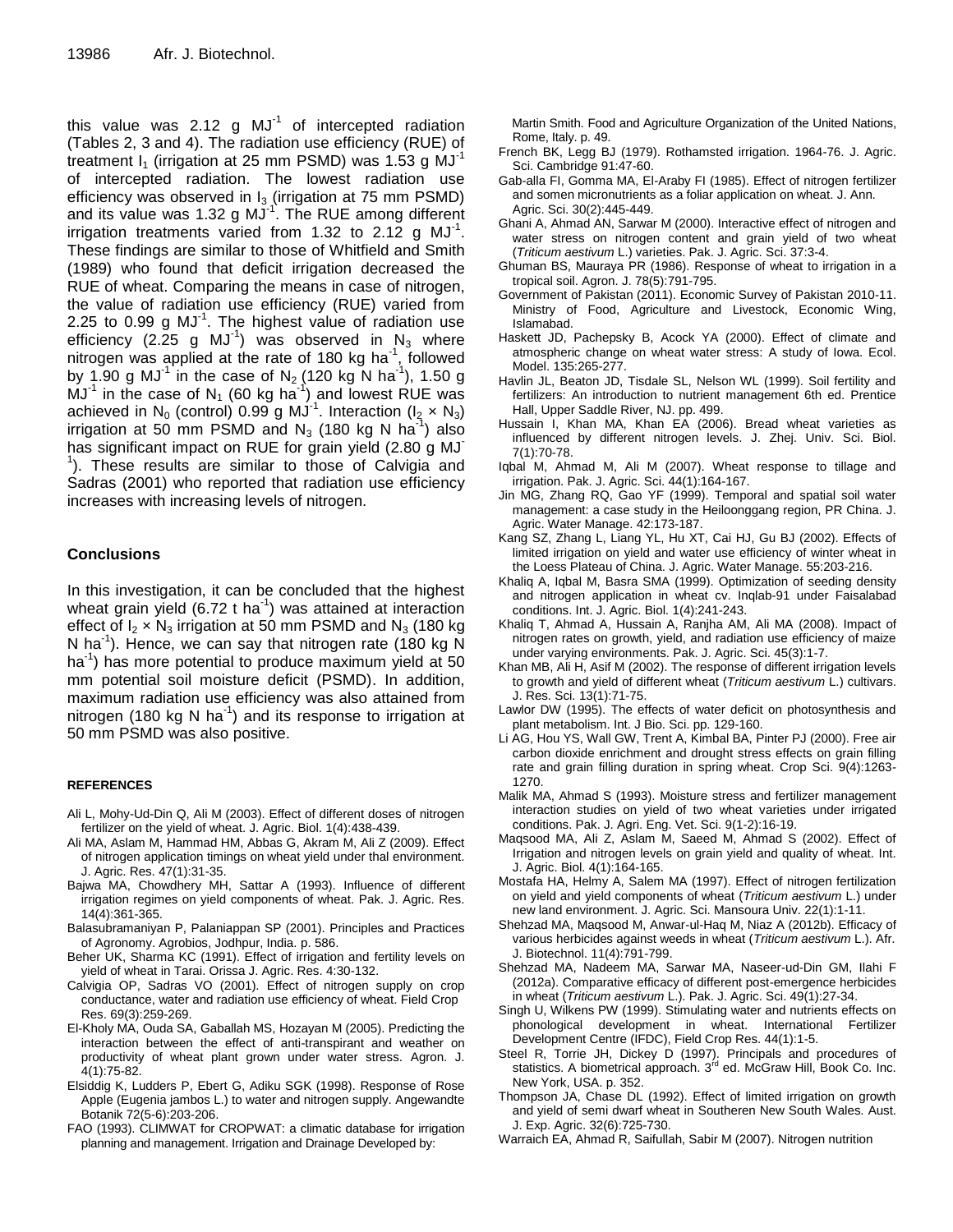this value was 2.12 g $MJ^{-1}$ of intercepted radiation (Tables 2, 3 and 4). The radiation use efficiency (RUE) of treatment $I_1$ (irrigation at 25 mm PSMD) was 1.53 g $MJ^{-1}$ of intercepted radiation. The lowest radiation use efficiency was observed in $I_3$ (irrigation at 75 mm PSMD) and its value was 1.32 g $MJ^{-1}$. The RUE among different irrigation treatments varied from 1.32 to 2.12 g $MJ^{-1}$. These findings are similar to those of Whitfield and Smith (1989) who found that deficit irrigation decreased the RUE of wheat. Comparing the means in case of nitrogen, the value of radiation use efficiency (RUE) varied from 2.25 to 0.99 g $MJ^{-1}$. The highest value of radiation use efficiency (2.25 g $MJ^{-1}$) was observed in $N_3$ where nitrogen was applied at the rate of 180 kg $ha^{-1}$, followed by 1.90 g $MJ^{-1}$ in the case of $N_2$ (120 kg N $ha^{-1}$), 1.50 g $MJ^{-1}$ in the case of $N_1$ (60 kg $ha^{-1}$) and lowest RUE was achieved in $N_0$ (control) 0.99 g $MJ^{-1}$. Interaction ($I_2 \times N_3$) irrigation at 50 mm PSMD and $N_3$ (180 kg N $ha^{-1}$) also has significant impact on RUE for grain yield (2.80 g $MJ^{-1}$). These results are similar to those of Calvigia and Sadras (2001) who reported that radiation use efficiency increases with increasing levels of nitrogen.

## Conclusions

In this investigation, it can be concluded that the highest wheat grain yield (6.72 t $ha^{-1}$) was attained at interaction effect of $I_2 \times N_3$ irrigation at 50 mm PSMD and $N_3$ (180 kg N $ha^{-1}$). Hence, we can say that nitrogen rate (180 kg N $ha^{-1}$) has more potential to produce maximum yield at 50 mm potential soil moisture deficit (PSMD). In addition, maximum radiation use efficiency was also attained from nitrogen (180 kg N $ha^{-1}$) and its response to irrigation at 50 mm PSMD was also positive.

## REFERENCES

Ali L, Mohy-Ud-Din Q, Ali M (2003). Effect of different doses of nitrogen fertilizer on the yield of wheat. J. Agric. Biol. 1(4):438-439.

Ali MA, Aslam M, Hammad HM, Abbas G, Akram M, Ali Z (2009). Effect of nitrogen application timings on wheat yield under thal environment. J. Agric. Res. 47(1):31-35.

Bajwa MA, Chowdhery MH, Sattar A (1993). Influence of different irrigation regimes on yield components of wheat. Pak. J. Agric. Res. 14(4):361-365.

Balasubramaniyan P, Palaniappan SP (2001). Principles and Practices of Agronomy. Agrobios, Jodhpur, India. p. 586.

Beher UK, Sharma KC (1991). Effect of irrigation and fertility levels on yield of wheat in Tarai. Orissa J. Agric. Res. 4:30-132.

Calvigia OP, Sadras VO (2001). Effect of nitrogen supply on crop conductance, water and radiation use efficiency of wheat. Field Crop Res. 69(3):259-269.

El-Kholy MA, Ouda SA, Gaballah MS, Hozayan M (2005). Predicting the interaction between the effect of anti-transpirant and weather on productivity of wheat plant grown under water stress. Agron. J. 4(1):75-82.

Elsiddig K, Ludders P, Ebert G, Adiku SGK (1998). Response of Rose Apple (Eugenia jambos L.) to water and nitrogen supply. Angewandte Botanik 72(5-6):203-206.

FAO (1993). CLIMWAT for CROPWAT: a climatic database for irrigation planning and management. Irrigation and Drainage Developed by: Martin Smith. Food and Agriculture Organization of the United Nations, Rome, Italy. p. 49.

French BK, Legg BJ (1979). Rothamsted irrigation. 1964-76. J. Agric. Sci. Cambridge 91:47-60.

Gab-alla FI, Gomma MA, El-Araby FI (1985). Effect of nitrogen fertilizer and somen micronutrients as a foliar application on wheat. J. Ann. Agric. Sci. 30(2):445-449.

Ghani A, Ahmad AN, Sarwar M (2000). Interactive effect of nitrogen and water stress on nitrogen content and grain yield of two wheat (*Triticum aestivum* L.) varieties. Pak. J. Agric. Sci. 37:3-4.

Ghuman BS, Mauraya PR (1986). Response of wheat to irrigation in a tropical soil. Agron. J. 78(5):791-795.

Government of Pakistan (2011). Economic Survey of Pakistan 2010-11. Ministry of Food, Agriculture and Livestock, Economic Wing, Islamabad.

Haskett JD, Pachepsky B, Acock YA (2000). Effect of climate and atmospheric change on wheat water stress: A study of Iowa. Ecol. Model. 135:265-277.

Havlin JL, Beaton JD, Tisdale SL, Nelson WL (1999). Soil fertility and fertilizers: An introduction to nutrient management 6th ed. Prentice Hall, Upper Saddle River, NJ. pp. 499.

Hussain I, Khan MA, Khan EA (2006). Bread wheat varieties as influenced by different nitrogen levels. J. Zhej. Univ. Sci. Biol. 7(1):70-78.

Iqbal M, Ahmad M, Ali M (2007). Wheat response to tillage and irrigation. Pak. J. Agric. Sci. 44(1):164-167.

Jin MG, Zhang RQ, Gao YF (1999). Temporal and spatial soil water management: a case study in the Heiloonggang region, PR China. J. Agric. Water Manage. 42:173-187.

Kang SZ, Zhang L, Liang YL, Hu XT, Cai HJ, Gu BJ (2002). Effects of limited irrigation on yield and water use efficiency of winter wheat in the Loess Plateau of China. J. Agric. Water Manage. 55:203-216.

Khaliq A, Iqbal M, Basra SMA (1999). Optimization of seeding density and nitrogen application in wheat cv. Inqlab-91 under Faisalabad conditions. Int. J. Agric. Biol. 1(4):241-243.

Khaliq T, Ahmad A, Hussain A, Ranjha AM, Ali MA (2008). Impact of nitrogen rates on growth, yield, and radiation use efficiency of maize under varying environments. Pak. J. Agric. Sci. 45(3):1-7.

Khan MB, Ali H, Asif M (2002). The response of different irrigation levels to growth and yield of different wheat (*Triticum aestivum* L.) cultivars. J. Res. Sci. 13(1):71-75.

Lawlor DW (1995). The effects of water deficit on photosynthesis and plant metabolism. Int. J Bio. Sci. pp. 129-160.

Li AG, Hou YS, Wall GW, Trent A, Kimbal BA, Pinter PJ (2000). Free air carbon dioxide enrichment and drought stress effects on grain filling rate and grain filling duration in spring wheat. Crop Sci. 9(4):1263-1270.

Malik MA, Ahmad S (1993). Moisture stress and fertilizer management interaction studies on yield of two wheat varieties under irrigated conditions. Pak. J. Agri. Eng. Vet. Sci. 9(1-2):16-19.

Maqsood MA, Ali Z, Aslam M, Saeed M, Ahmad S (2002). Effect of Irrigation and nitrogen levels on grain yield and quality of wheat. Int. J. Agric. Biol. 4(1):164-165.

Mostafa HA, Helmy A, Salem MA (1997). Effect of nitrogen fertilization on yield and yield components of wheat (*Triticum aestivum* L.) under new land environment. J. Agric. Sci. Mansoura Univ. 22(1):1-11.

Shehzad MA, Maqsood M, Anwar-ul-Haq M, Niaz A (2012b). Efficacy of various herbicides against weeds in wheat (*Triticum aestivum* L.). Afr. J. Biotechnol. 11(4):791-799.

Shehzad MA, Nadeem MA, Sarwar MA, Naseer-ud-Din GM, Ilahi F (2012a). Comparative efficacy of different post-emergence herbicides in wheat (*Triticum aestivum* L.). Pak. J. Agric. Sci. 49(1):27-34.

Singh U, Wilkens PW (1999). Stimulating water and nutrients effects on phonological development in wheat. International Fertilizer Development Centre (IFDC), Field Crop Res. 44(1):1-5.

Steel R, Torrie JH, Dickey D (1997). Principals and procedures of statistics. A biometrical approach. 3rd ed. McGraw Hill, Book Co. Inc. New York, USA. p. 352.

Thompson JA, Chase DL (1992). Effect of limited irrigation on growth and yield of semi dwarf wheat in Southeren New South Wales. Aust. J. Exp. Agric. 32(6):725-730.

Warraich EA, Ahmad R, Saifullah, Sabir M (2007). Nitrogen nutrition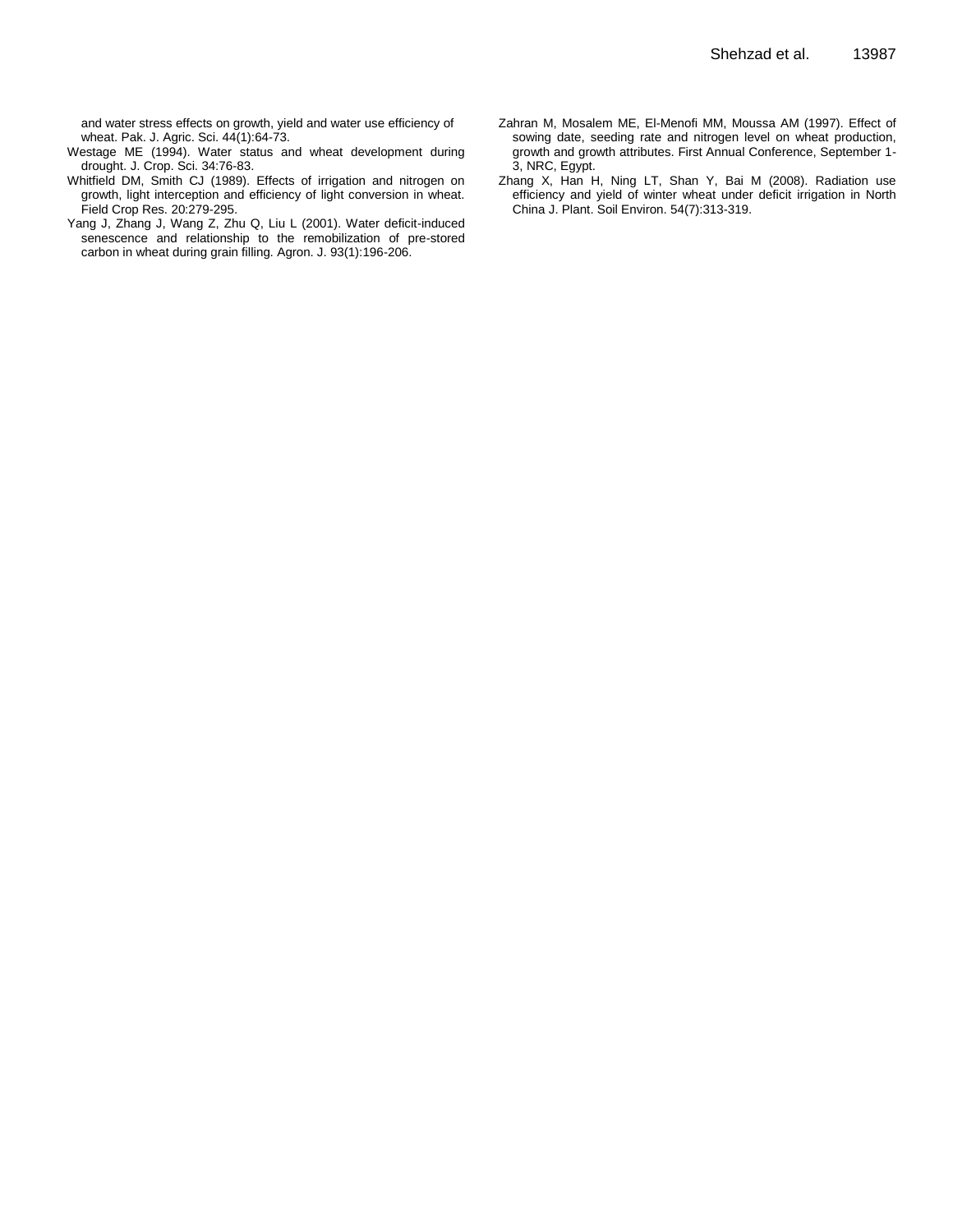and water stress effects on growth, yield and water use efficiency of wheat. Pak. J. Agric. Sci. 44(1):64-73.

Westage ME (1994). Water status and wheat development during drought. J. Crop. Sci. 34:76-83.

Whitfield DM, Smith CJ (1989). Effects of irrigation and nitrogen on growth, light interception and efficiency of light conversion in wheat. Field Crop Res. 20:279-295.

Yang J, Zhang J, Wang Z, Zhu Q, Liu L (2001). Water deficit-induced senescence and relationship to the remobilization of pre-stored carbon in wheat during grain filling. Agron. J. 93(1):196-206.

Zahran M, Mosalem ME, El-Menofi MM, Moussa AM (1997). Effect of sowing date, seeding rate and nitrogen level on wheat production, growth and growth attributes. First Annual Conference, September 1-3, NRC, Egypt.

Zhang X, Han H, Ning LT, Shan Y, Bai M (2008). Radiation use efficiency and yield of winter wheat under deficit irrigation in North China J. Plant. Soil Environ. 54(7):313-319.